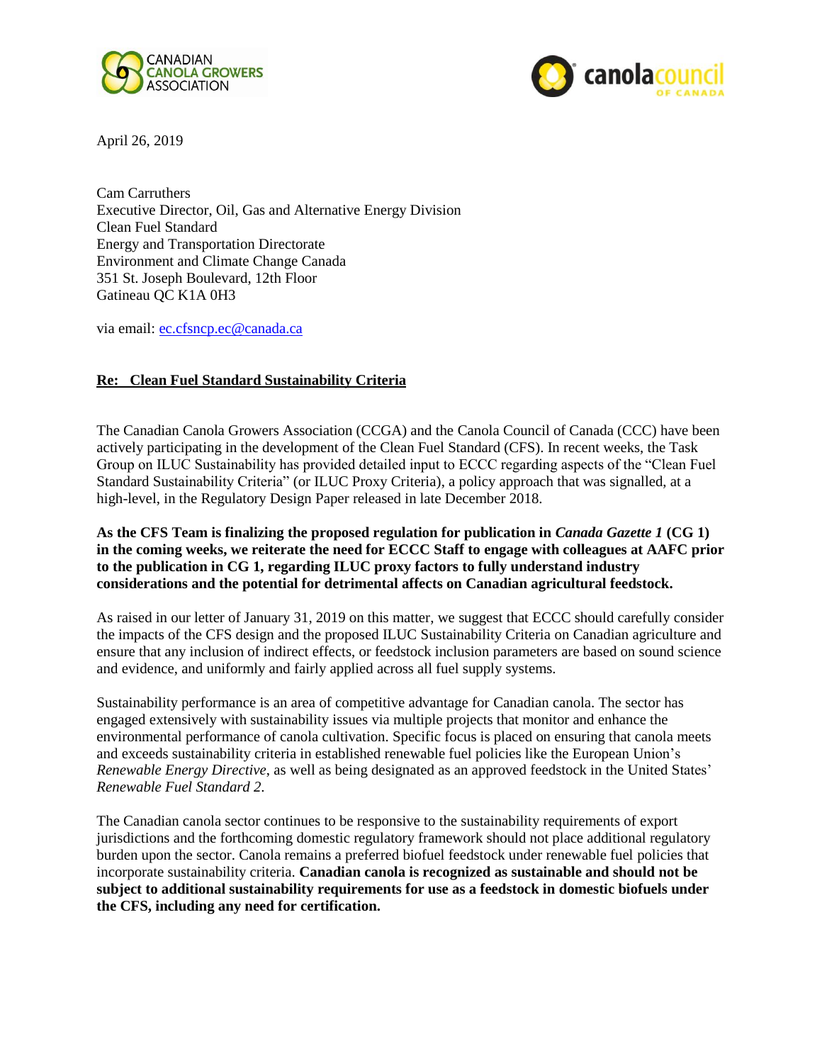CANADIAN CANOLA GROWERS ASSOCIATION

canolacouncil OF CANADA

April 26, 2019

Cam Carruthers  
Executive Director, Oil, Gas and Alternative Energy Division  
Clean Fuel Standard  
Energy and Transportation Directorate  
Environment and Climate Change Canada  
351 St. Joseph Boulevard, 12th Floor  
Gatineau QC K1A 0H3

via email: ec.cfsncp.ec@canada.ca

**Re: Clean Fuel Standard Sustainability Criteria**

The Canadian Canola Growers Association (CCGA) and the Canola Council of Canada (CCC) have been actively participating in the development of the Clean Fuel Standard (CFS). In recent weeks, the Task Group on ILUC Sustainability has provided detailed input to ECCC regarding aspects of the "Clean Fuel Standard Sustainability Criteria" (or ILUC Proxy Criteria), a policy approach that was signalled, at a high-level, in the Regulatory Design Paper released in late December 2018.

**As the CFS Team is finalizing the proposed regulation for publication in *Canada Gazette 1* (CG 1) in the coming weeks, we reiterate the need for ECCC Staff to engage with colleagues at AAFC prior to the publication in CG 1, regarding ILUC proxy factors to fully understand industry considerations and the potential for detrimental affects on Canadian agricultural feedstock.**

As raised in our letter of January 31, 2019 on this matter, we suggest that ECCC should carefully consider the impacts of the CFS design and the proposed ILUC Sustainability Criteria on Canadian agriculture and ensure that any inclusion of indirect effects, or feedstock inclusion parameters are based on sound science and evidence, and uniformly and fairly applied across all fuel supply systems.

Sustainability performance is an area of competitive advantage for Canadian canola. The sector has engaged extensively with sustainability issues via multiple projects that monitor and enhance the environmental performance of canola cultivation. Specific focus is placed on ensuring that canola meets and exceeds sustainability criteria in established renewable fuel policies like the European Union's *Renewable Energy Directive*, as well as being designated as an approved feedstock in the United States' *Renewable Fuel Standard 2*.

The Canadian canola sector continues to be responsive to the sustainability requirements of export jurisdictions and the forthcoming domestic regulatory framework should not place additional regulatory burden upon the sector. Canola remains a preferred biofuel feedstock under renewable fuel policies that incorporate sustainability criteria. **Canadian canola is recognized as sustainable and should not be subject to additional sustainability requirements for use as a feedstock in domestic biofuels under the CFS, including any need for certification.**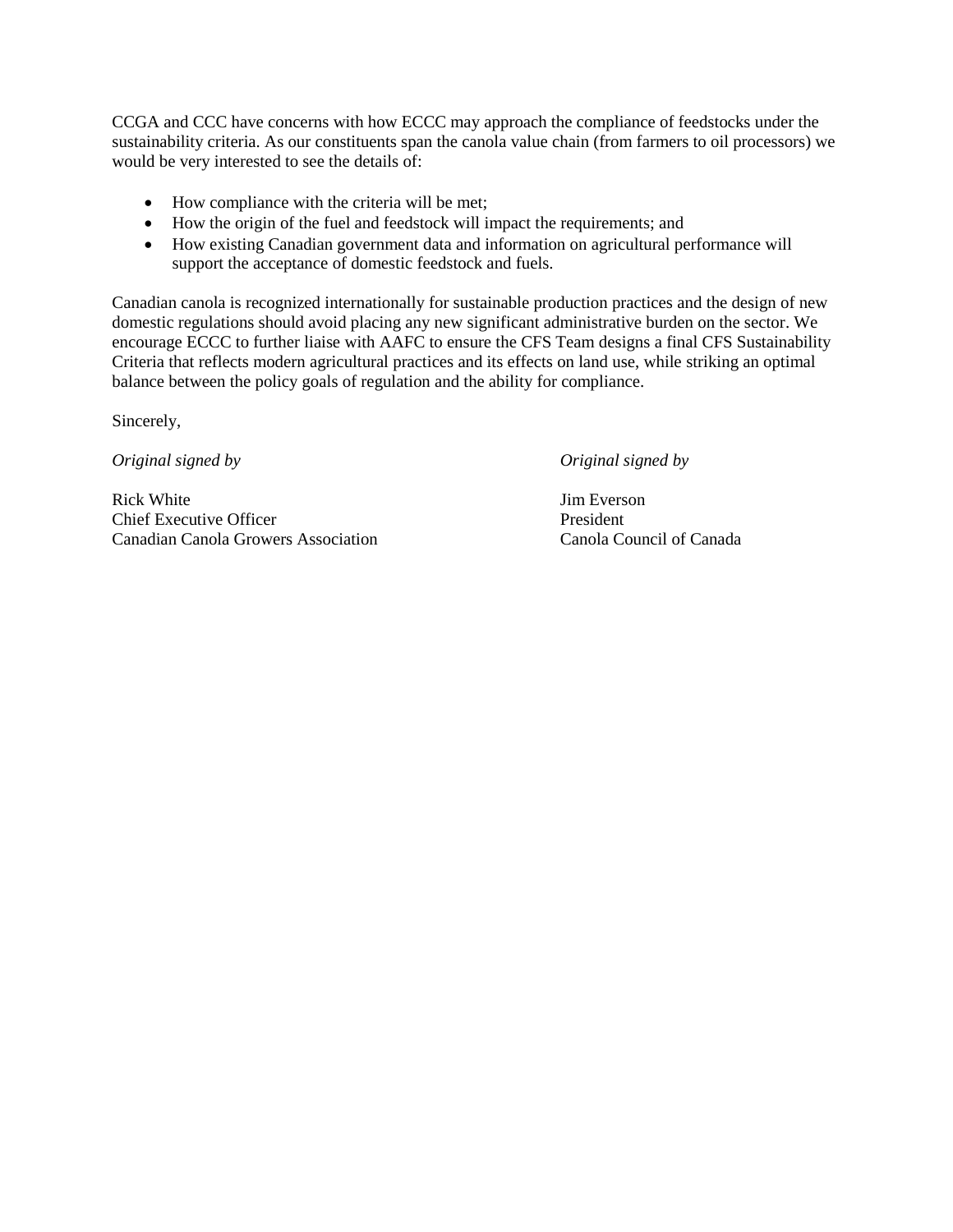CCGA and CCC have concerns with how ECCC may approach the compliance of feedstocks under the sustainability criteria. As our constituents span the canola value chain (from farmers to oil processors) we would be very interested to see the details of:

- How compliance with the criteria will be met;
- How the origin of the fuel and feedstock will impact the requirements; and
- How existing Canadian government data and information on agricultural performance will support the acceptance of domestic feedstock and fuels.

Canadian canola is recognized internationally for sustainable production practices and the design of new domestic regulations should avoid placing any new significant administrative burden on the sector. We encourage ECCC to further liaise with AAFC to ensure the CFS Team designs a final CFS Sustainability Criteria that reflects modern agricultural practices and its effects on land use, while striking an optimal balance between the policy goals of regulation and the ability for compliance.

Sincerely,

*Original signed by*

Rick White
Chief Executive Officer
Canadian Canola Growers Association

*Original signed by*

Jim Everson
President
Canola Council of Canada